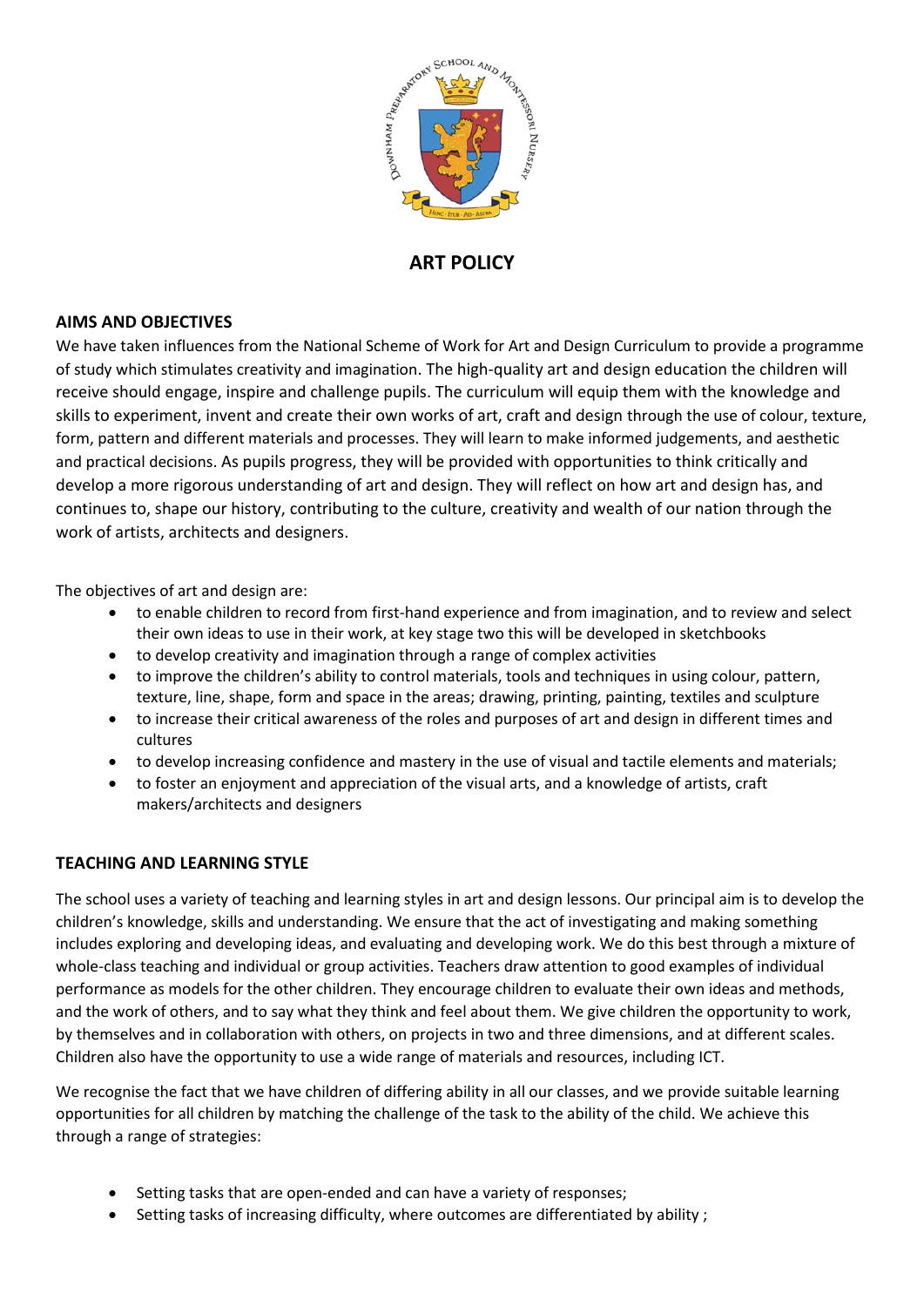# ART POLICY

## AIMS AND OBJECTIVES

We have taken influences from the National Scheme of Work for Art and Design Curriculum to provide a programme of study which stimulates creativity and imagination. The high-quality art and design education the children will receive should engage, inspire and challenge pupils. The curriculum will equip them with the knowledge and skills to experiment, invent and create their own works of art, craft and design through the use of colour, texture, form, pattern and different materials and processes. They will learn to make informed judgements, and aesthetic and practical decisions. As pupils progress, they will be provided with opportunities to think critically and develop a more rigorous understanding of art and design. They will reflect on how art and design has, and continues to, shape our history, contributing to the culture, creativity and wealth of our nation through the work of artists, architects and designers.

The objectives of art and design are:

- to enable children to record from first-hand experience and from imagination, and to review and select their own ideas to use in their work, at key stage two this will be developed in sketchbooks
- to develop creativity and imagination through a range of complex activities
- to improve the children's ability to control materials, tools and techniques in using colour, pattern, texture, line, shape, form and space in the areas; drawing, printing, painting, textiles and sculpture
- to increase their critical awareness of the roles and purposes of art and design in different times and cultures
- to develop increasing confidence and mastery in the use of visual and tactile elements and materials;
- to foster an enjoyment and appreciation of the visual arts, and a knowledge of artists, craft makers/architects and designers

## TEACHING AND LEARNING STYLE

The school uses a variety of teaching and learning styles in art and design lessons. Our principal aim is to develop the children's knowledge, skills and understanding. We ensure that the act of investigating and making something includes exploring and developing ideas, and evaluating and developing work. We do this best through a mixture of whole-class teaching and individual or group activities. Teachers draw attention to good examples of individual performance as models for the other children. They encourage children to evaluate their own ideas and methods, and the work of others, and to say what they think and feel about them. We give children the opportunity to work, by themselves and in collaboration with others, on projects in two and three dimensions, and at different scales. Children also have the opportunity to use a wide range of materials and resources, including ICT.

We recognise the fact that we have children of differing ability in all our classes, and we provide suitable learning opportunities for all children by matching the challenge of the task to the ability of the child. We achieve this through a range of strategies:

- Setting tasks that are open-ended and can have a variety of responses;
- Setting tasks of increasing difficulty, where outcomes are differentiated by ability ;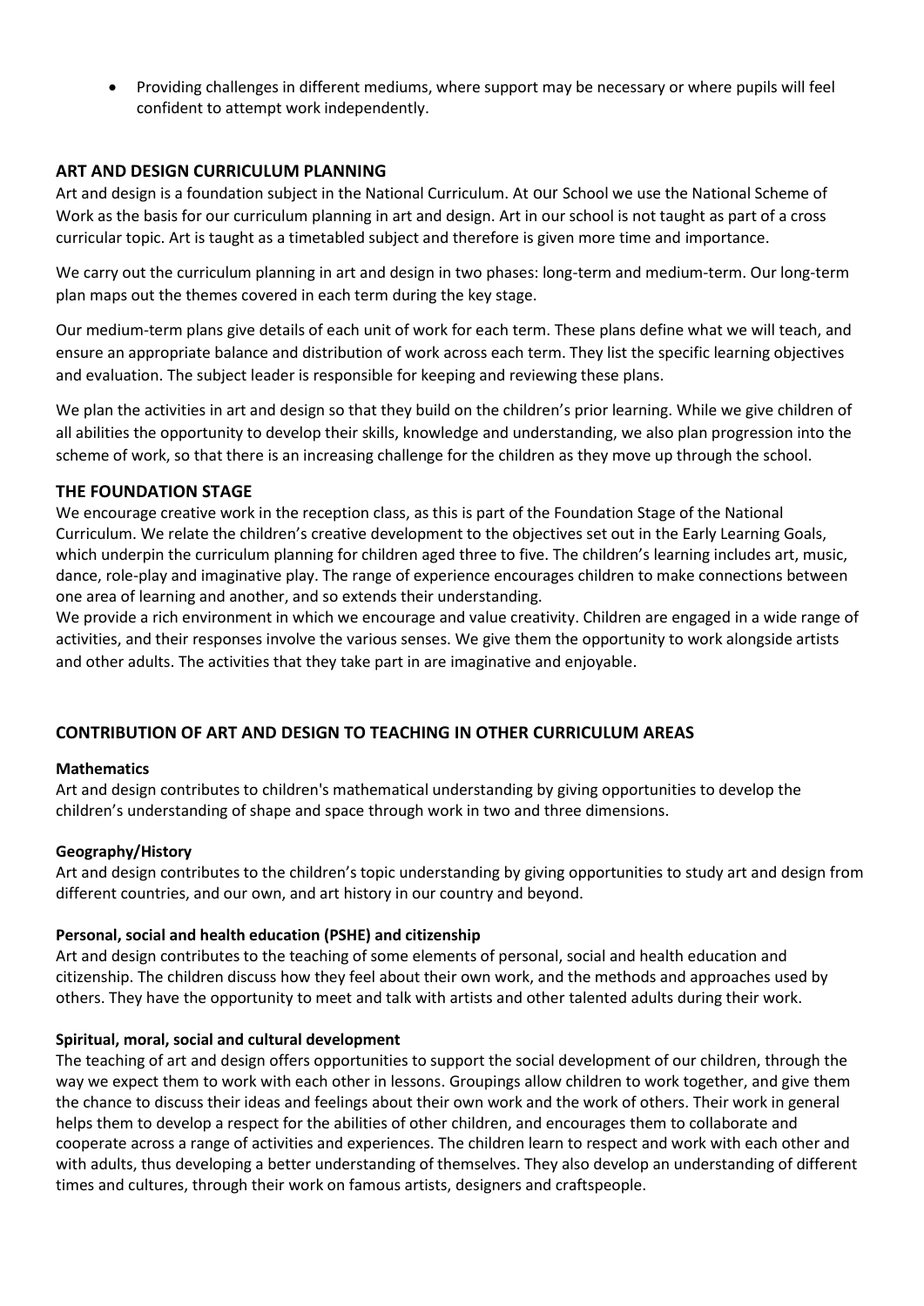- Providing challenges in different mediums, where support may be necessary or where pupils will feel confident to attempt work independently.

## ART AND DESIGN CURRICULUM PLANNING

Art and design is a foundation subject in the National Curriculum. At our School we use the National Scheme of Work as the basis for our curriculum planning in art and design. Art in our school is not taught as part of a cross curricular topic. Art is taught as a timetabled subject and therefore is given more time and importance.

We carry out the curriculum planning in art and design in two phases: long-term and medium-term. Our long-term plan maps out the themes covered in each term during the key stage.

Our medium-term plans give details of each unit of work for each term. These plans define what we will teach, and ensure an appropriate balance and distribution of work across each term. They list the specific learning objectives and evaluation. The subject leader is responsible for keeping and reviewing these plans.

We plan the activities in art and design so that they build on the children's prior learning. While we give children of all abilities the opportunity to develop their skills, knowledge and understanding, we also plan progression into the scheme of work, so that there is an increasing challenge for the children as they move up through the school.

## THE FOUNDATION STAGE

We encourage creative work in the reception class, as this is part of the Foundation Stage of the National Curriculum. We relate the children's creative development to the objectives set out in the Early Learning Goals, which underpin the curriculum planning for children aged three to five. The children's learning includes art, music, dance, role-play and imaginative play. The range of experience encourages children to make connections between one area of learning and another, and so extends their understanding.

We provide a rich environment in which we encourage and value creativity. Children are engaged in a wide range of activities, and their responses involve the various senses. We give them the opportunity to work alongside artists and other adults. The activities that they take part in are imaginative and enjoyable.

## CONTRIBUTION OF ART AND DESIGN TO TEACHING IN OTHER CURRICULUM AREAS

### Mathematics

Art and design contributes to children's mathematical understanding by giving opportunities to develop the children's understanding of shape and space through work in two and three dimensions.

### Geography/History

Art and design contributes to the children's topic understanding by giving opportunities to study art and design from different countries, and our own, and art history in our country and beyond.

### Personal, social and health education (PSHE) and citizenship

Art and design contributes to the teaching of some elements of personal, social and health education and citizenship. The children discuss how they feel about their own work, and the methods and approaches used by others. They have the opportunity to meet and talk with artists and other talented adults during their work.

### Spiritual, moral, social and cultural development

The teaching of art and design offers opportunities to support the social development of our children, through the way we expect them to work with each other in lessons. Groupings allow children to work together, and give them the chance to discuss their ideas and feelings about their own work and the work of others. Their work in general helps them to develop a respect for the abilities of other children, and encourages them to collaborate and cooperate across a range of activities and experiences. The children learn to respect and work with each other and with adults, thus developing a better understanding of themselves. They also develop an understanding of different times and cultures, through their work on famous artists, designers and craftspeople.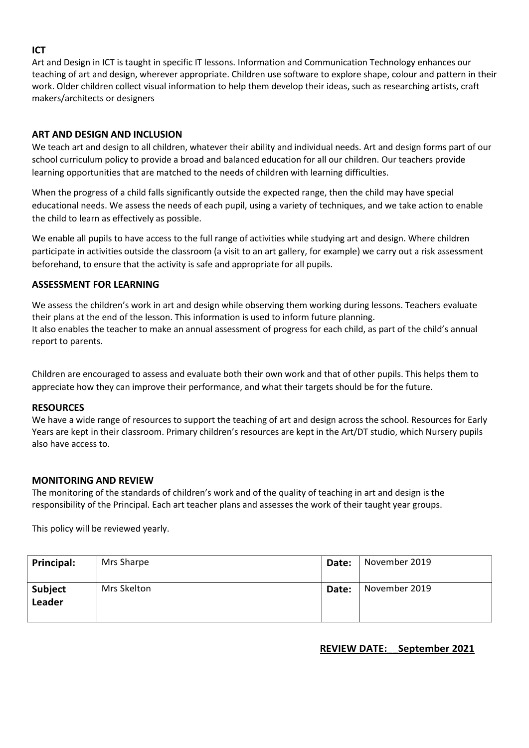**ICT**

Art and Design in ICT is taught in specific IT lessons. Information and Communication Technology enhances our teaching of art and design, wherever appropriate. Children use software to explore shape, colour and pattern in their work. Older children collect visual information to help them develop their ideas, such as researching artists, craft makers/architects or designers

**ART AND DESIGN AND INCLUSION**

We teach art and design to all children, whatever their ability and individual needs. Art and design forms part of our school curriculum policy to provide a broad and balanced education for all our children. Our teachers provide learning opportunities that are matched to the needs of children with learning difficulties.

When the progress of a child falls significantly outside the expected range, then the child may have special educational needs. We assess the needs of each pupil, using a variety of techniques, and we take action to enable the child to learn as effectively as possible.

We enable all pupils to have access to the full range of activities while studying art and design. Where children participate in activities outside the classroom (a visit to an art gallery, for example) we carry out a risk assessment beforehand, to ensure that the activity is safe and appropriate for all pupils.

**ASSESSMENT FOR LEARNING**

We assess the children's work in art and design while observing them working during lessons. Teachers evaluate their plans at the end of the lesson. This information is used to inform future planning.
It also enables the teacher to make an annual assessment of progress for each child, as part of the child's annual report to parents.

Children are encouraged to assess and evaluate both their own work and that of other pupils. This helps them to appreciate how they can improve their performance, and what their targets should be for the future.

**RESOURCES**

We have a wide range of resources to support the teaching of art and design across the school. Resources for Early Years are kept in their classroom. Primary children's resources are kept in the Art/DT studio, which Nursery pupils also have access to.

**MONITORING AND REVIEW**

The monitoring of the standards of children's work and of the quality of teaching in art and design is the responsibility of the Principal. Each art teacher plans and assesses the work of their taught year groups.

This policy will be reviewed yearly.

| | | | |
|---|---|---|---|
| **Principal:** | Mrs Sharpe | **Date:** | November 2019 |
| **Subject Leader** | Mrs Skelton | **Date:** | November 2019 |

**REVIEW DATE:__September 2021**